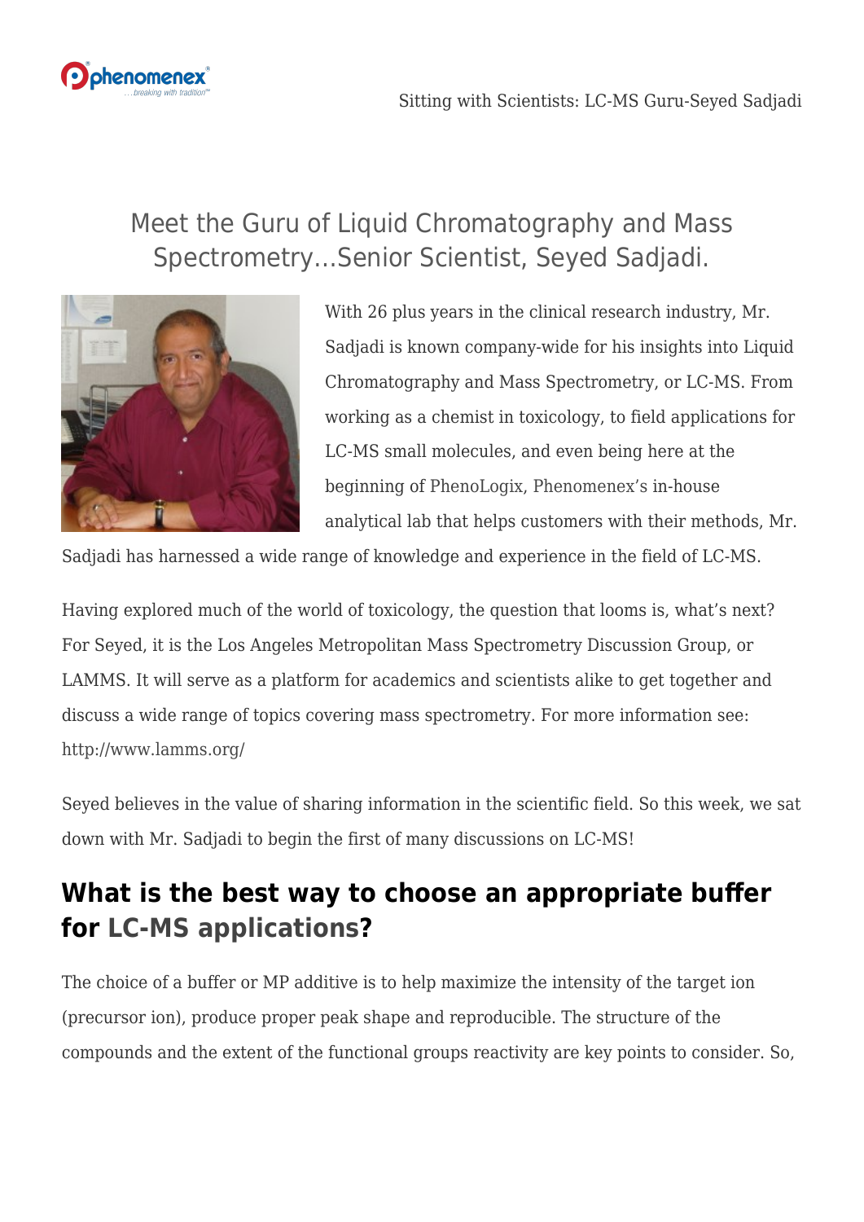# Meet the Guru of Liquid Chromatography and Mass Spectrometry…Senior Scientist, Seyed Sadjadi.

With 26 plus years in the clinical research industry, Mr. Sadjadi is known company-wide for his insights into Liquid Chromatography and Mass Spectrometry, or LC-MS. From working as a chemist in toxicology, to field applications for LC-MS small molecules, and even being here at the beginning of PhenoLogix, Phenomenex's in-house analytical lab that helps customers with their methods, Mr. Sadjadi has harnessed a wide range of knowledge and experience in the field of LC-MS.

Having explored much of the world of toxicology, the question that looms is, what's next? For Seyed, it is the Los Angeles Metropolitan Mass Spectrometry Discussion Group, or LAMMS. It will serve as a platform for academics and scientists alike to get together and discuss a wide range of topics covering mass spectrometry. For more information see: http://www.lamms.org/

Seyed believes in the value of sharing information in the scientific field. So this week, we sat down with Mr. Sadjadi to begin the first of many discussions on LC-MS!

## What is the best way to choose an appropriate buffer for LC-MS applications?

The choice of a buffer or MP additive is to help maximize the intensity of the target ion (precursor ion), produce proper peak shape and reproducible. The structure of the compounds and the extent of the functional groups reactivity are key points to consider. So,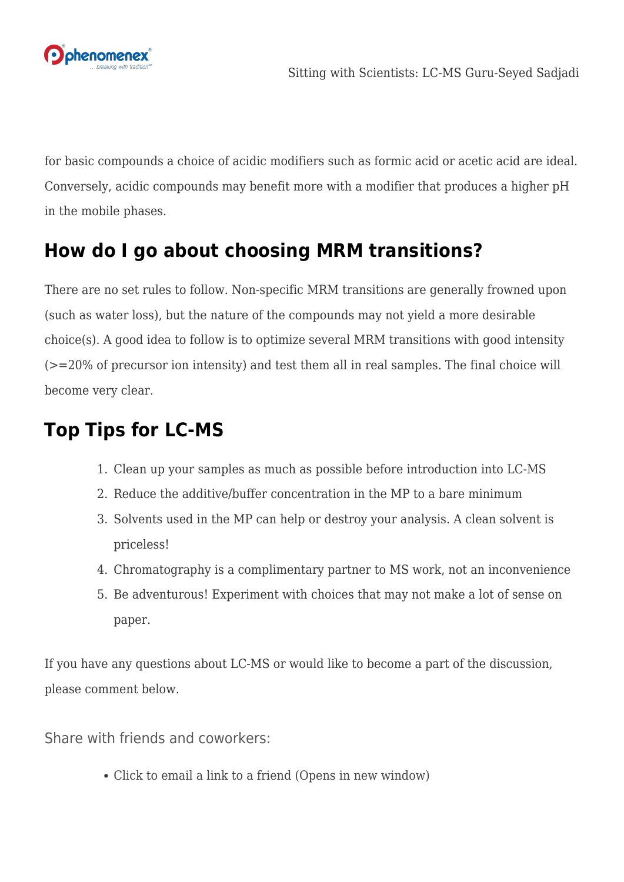for basic compounds a choice of acidic modifiers such as formic acid or acetic acid are ideal. Conversely, acidic compounds may benefit more with a modifier that produces a higher pH in the mobile phases.

## How do I go about choosing MRM transitions?

There are no set rules to follow. Non-specific MRM transitions are generally frowned upon (such as water loss), but the nature of the compounds may not yield a more desirable choice(s). A good idea to follow is to optimize several MRM transitions with good intensity (>=20% of precursor ion intensity) and test them all in real samples. The final choice will become very clear.

## Top Tips for LC-MS

1. Clean up your samples as much as possible before introduction into LC-MS
2. Reduce the additive/buffer concentration in the MP to a bare minimum
3. Solvents used in the MP can help or destroy your analysis. A clean solvent is priceless!
4. Chromatography is a complimentary partner to MS work, not an inconvenience
5. Be adventurous! Experiment with choices that may not make a lot of sense on paper.

If you have any questions about LC-MS or would like to become a part of the discussion, please comment below.

Share with friends and coworkers:

- Click to email a link to a friend (Opens in new window)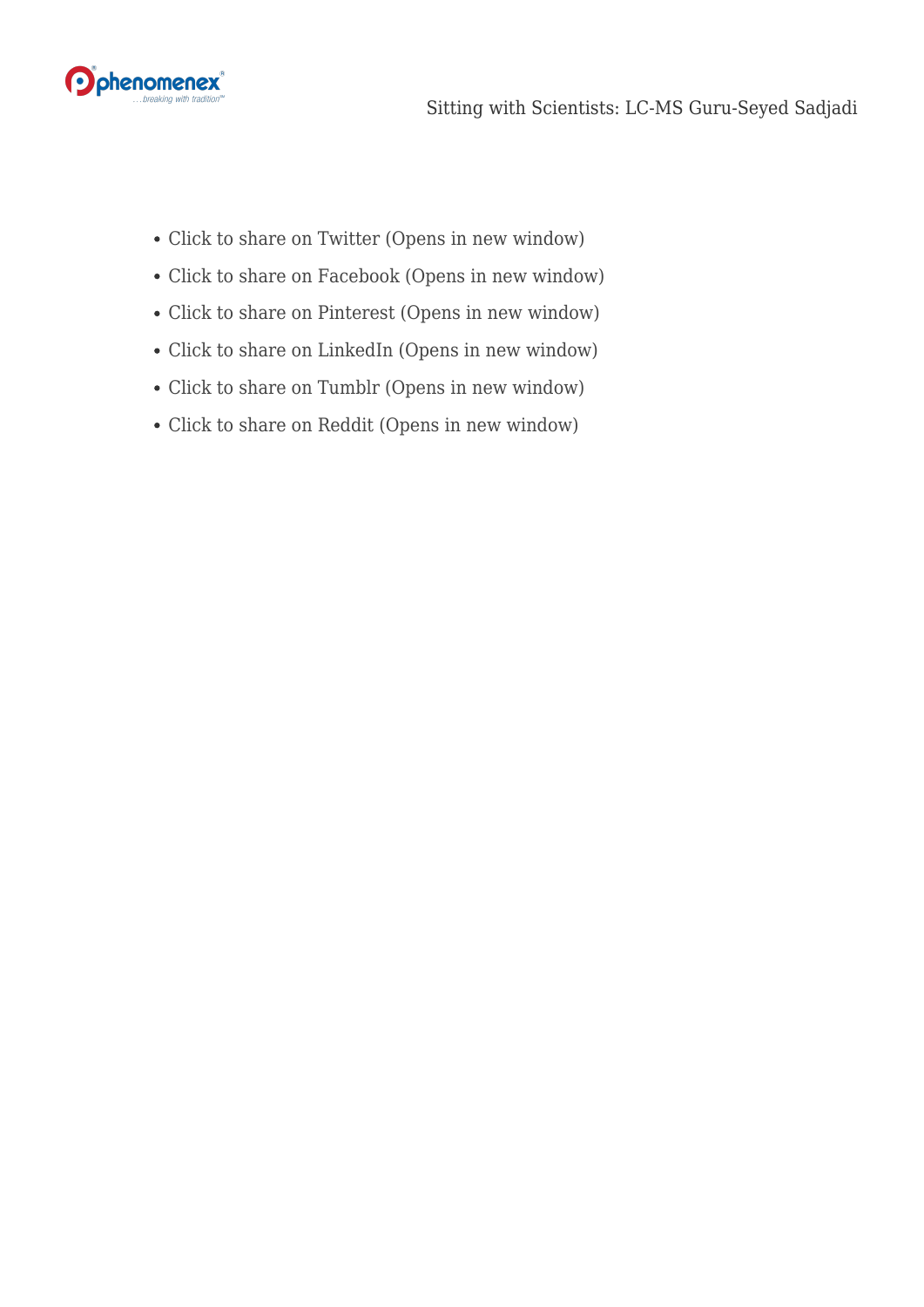- Click to share on Twitter (Opens in new window)
- Click to share on Facebook (Opens in new window)
- Click to share on Pinterest (Opens in new window)
- Click to share on LinkedIn (Opens in new window)
- Click to share on Tumblr (Opens in new window)
- Click to share on Reddit (Opens in new window)